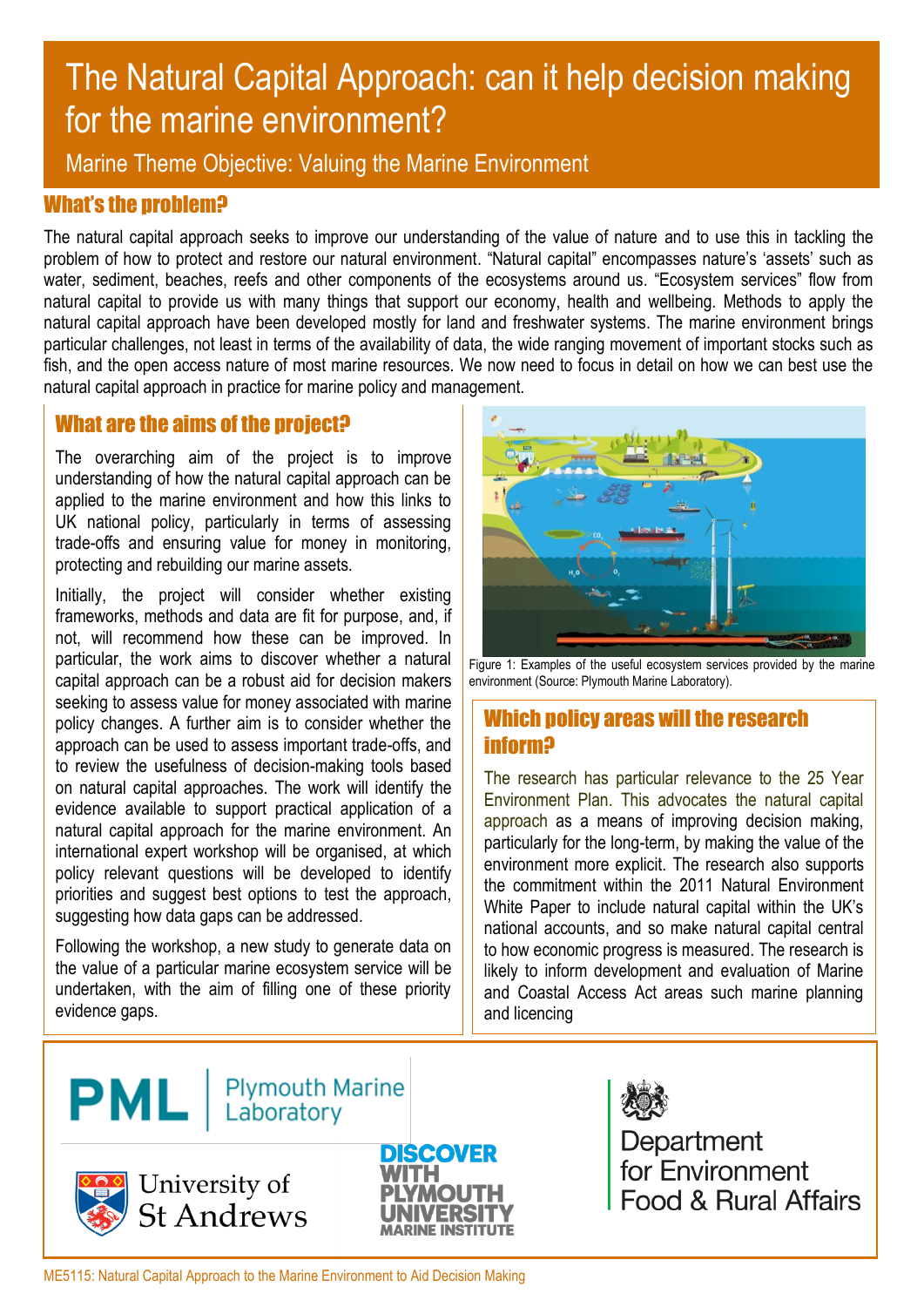# The Natural Capital Approach: can it help decision making for the marine environment?

Marine Theme Objective: Valuing the Marine Environment

## What's the problem?

The natural capital approach seeks to improve our understanding of the value of nature and to use this in tackling the problem of how to protect and restore our natural environment. "Natural capital" encompasses nature's 'assets' such as water, sediment, beaches, reefs and other components of the ecosystems around us. "Ecosystem services" flow from natural capital to provide us with many things that support our economy, health and wellbeing. Methods to apply the natural capital approach have been developed mostly for land and freshwater systems. The marine environment brings particular challenges, not least in terms of the availability of data, the wide ranging movement of important stocks such as fish, and the open access nature of most marine resources. We now need to focus in detail on how we can best use the natural capital approach in practice for marine policy and management.

## What are the aims of the project?

The overarching aim of the project is to improve understanding of how the natural capital approach can be applied to the marine environment and how this links to UK national policy, particularly in terms of assessing trade-offs and ensuring value for money in monitoring, protecting and rebuilding our marine assets.

Initially, the project will consider whether existing frameworks, methods and data are fit for purpose, and, if not, will recommend how these can be improved. In particular, the work aims to discover whether a natural capital approach can be a robust aid for decision makers seeking to assess value for money associated with marine policy changes. A further aim is to consider whether the approach can be used to assess important trade-offs, and to review the usefulness of decision-making tools based on natural capital approaches. The work will identify the evidence available to support practical application of a natural capital approach for the marine environment. An international expert workshop will be organised, at which policy relevant questions will be developed to identify priorities and suggest best options to test the approach, suggesting how data gaps can be addressed.

Following the workshop, a new study to generate data on the value of a particular marine ecosystem service will be undertaken, with the aim of filling one of these priority evidence gaps.

Figure 1: Examples of the useful ecosystem services provided by the marine environment (Source: Plymouth Marine Laboratory).

## Which policy areas will the research inform?

The research has particular relevance to the 25 Year Environment Plan. This advocates the natural capital approach as a means of improving decision making, particularly for the long-term, by making the value of the environment more explicit. The research also supports the commitment within the 2011 Natural Environment White Paper to include natural capital within the UK's national accounts, and so make natural capital central to how economic progress is measured. The research is likely to inform development and evaluation of Marine and Coastal Access Act areas such marine planning and licencing

PML | Plymouth Marine Laboratory

University of St Andrews

DISCOVER WITH PLYMOUTH UNIVERSITY MARINE INSTITUTE

Department for Environment Food & Rural Affairs

ME5115: Natural Capital Approach to the Marine Environment to Aid Decision Making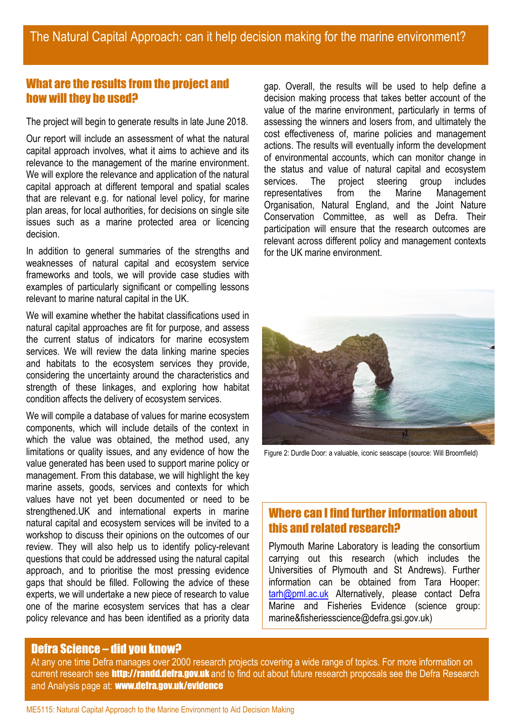# The Natural Capital Approach: can it help decision making for the marine environment?

## What are the results from the project and how will they be used?

The project will begin to generate results in late June 2018.

Our report will include an assessment of what the natural capital approach involves, what it aims to achieve and its relevance to the management of the marine environment. We will explore the relevance and application of the natural capital approach at different temporal and spatial scales that are relevant e.g. for national level policy, for marine plan areas, for local authorities, for decisions on single site issues such as a marine protected area or licencing decision.

In addition to general summaries of the strengths and weaknesses of natural capital and ecosystem service frameworks and tools, we will provide case studies with examples of particularly significant or compelling lessons relevant to marine natural capital in the UK.

We will examine whether the habitat classifications used in natural capital approaches are fit for purpose, and assess the current status of indicators for marine ecosystem services. We will review the data linking marine species and habitats to the ecosystem services they provide, considering the uncertainty around the characteristics and strength of these linkages, and exploring how habitat condition affects the delivery of ecosystem services.

We will compile a database of values for marine ecosystem components, which will include details of the context in which the value was obtained, the method used, any limitations or quality issues, and any evidence of how the value generated has been used to support marine policy or management. From this database, we will highlight the key marine assets, goods, services and contexts for which values have not yet been documented or need to be strengthened.UK and international experts in marine natural capital and ecosystem services will be invited to a workshop to discuss their opinions on the outcomes of our review. They will also help us to identify policy-relevant questions that could be addressed using the natural capital approach, and to prioritise the most pressing evidence gaps that should be filled. Following the advice of these experts, we will undertake a new piece of research to value one of the marine ecosystem services that has a clear policy relevance and has been identified as a priority data gap. Overall, the results will be used to help define a decision making process that takes better account of the value of the marine environment, particularly in terms of assessing the winners and losers from, and ultimately the cost effectiveness of, marine policies and management actions. The results will eventually inform the development of environmental accounts, which can monitor change in the status and value of natural capital and ecosystem services. The project steering group includes representatives from the Marine Management Organisation, Natural England, and the Joint Nature Conservation Committee, as well as Defra. Their participation will ensure that the research outcomes are relevant across different policy and management contexts for the UK marine environment.

Figure 2: Durdle Door: a valuable, iconic seascape (source: Will Broomfield)

## Where can I find further information about this and related research?

Plymouth Marine Laboratory is leading the consortium carrying out this research (which includes the Universities of Plymouth and St Andrews). Further information can be obtained from Tara Hooper: tarh@pml.ac.uk Alternatively, please contact Defra Marine and Fisheries Evidence (science group: marine&fisheriesscience@defra.gsi.gov.uk)

## Defra Science – did you know?

At any one time Defra manages over 2000 research projects covering a wide range of topics. For more information on current research see **http://randd.defra.gov.uk** and to find out about future research proposals see the Defra Research and Analysis page at: **www.defra.gov.uk/evidence**

ME5115: Natural Capital Approach to the Marine Environment to Aid Decision Making